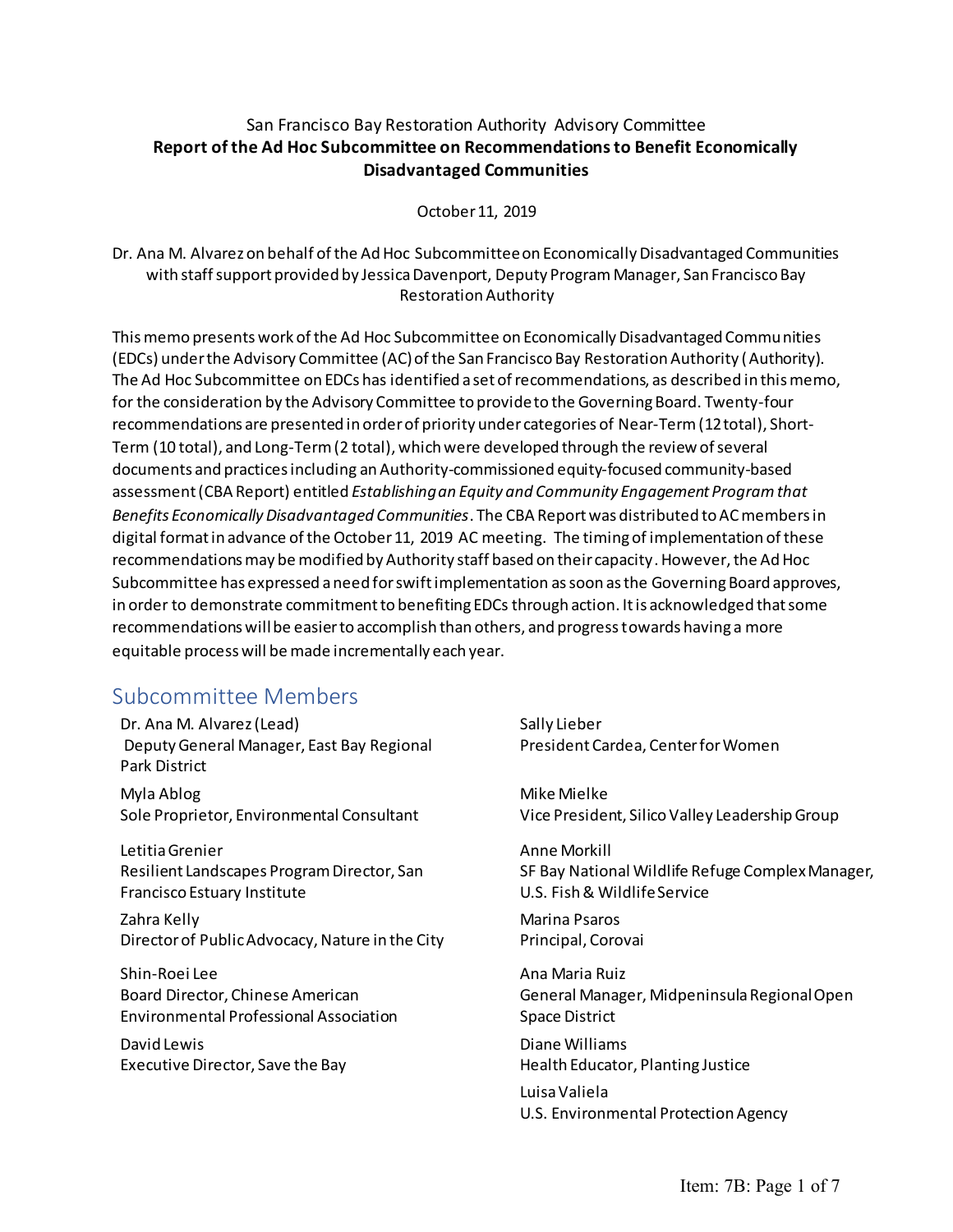San Francisco Bay Restoration Authority Advisory Committee

**Report of the Ad Hoc Subcommittee on Recommendations to Benefit Economically Disadvantaged Communities**

October 11, 2019

Dr. Ana M. Alvarez on behalf of the Ad Hoc Subcommittee on Economically Disadvantaged Communities with staff support provided by Jessica Davenport, Deputy Program Manager, San Francisco Bay Restoration Authority

This memo presents work of the Ad Hoc Subcommittee on Economically Disadvantaged Communities (EDCs) under the Advisory Committee (AC) of the San Francisco Bay Restoration Authority (Authority). The Ad Hoc Subcommittee on EDCs has identified a set of recommendations, as described in this memo, for the consideration by the Advisory Committee to provide to the Governing Board. Twenty-four recommendations are presented in order of priority under categories of Near-Term (12 total), Short-Term (10 total), and Long-Term (2 total), which were developed through the review of several documents and practices including an Authority-commissioned equity-focused community-based assessment (CBA Report) entitled *Establishing an Equity and Community Engagement Program that Benefits Economically Disadvantaged Communities*. The CBA Report was distributed to AC members in digital format in advance of the October 11, 2019 AC meeting. The timing of implementation of these recommendations may be modified by Authority staff based on their capacity. However, the Ad Hoc Subcommittee has expressed a need for swift implementation as soon as the Governing Board approves, in order to demonstrate commitment to benefiting EDCs through action. It is acknowledged that some recommendations will be easier to accomplish than others, and progress towards having a more equitable process will be made incrementally each year.

## Subcommittee Members

Dr. Ana M. Alvarez (Lead)
Deputy General Manager, East Bay Regional Park District

Myla Ablog
Sole Proprietor, Environmental Consultant

Letitia Grenier
Resilient Landscapes Program Director, San Francisco Estuary Institute

Zahra Kelly
Director of Public Advocacy, Nature in the City

Shin-Roei Lee
Board Director, Chinese American Environmental Professional Association

David Lewis
Executive Director, Save the Bay

Sally Lieber
President Cardea, Center for Women

Mike Mielke
Vice President, Silico Valley Leadership Group

Anne Morkill
SF Bay National Wildlife Refuge Complex Manager, U.S. Fish & Wildlife Service

Marina Psaros
Principal, Corovai

Ana Maria Ruiz
General Manager, Midpeninsula Regional Open Space District

Diane Williams
Health Educator, Planting Justice

Luisa Valiela
U.S. Environmental Protection Agency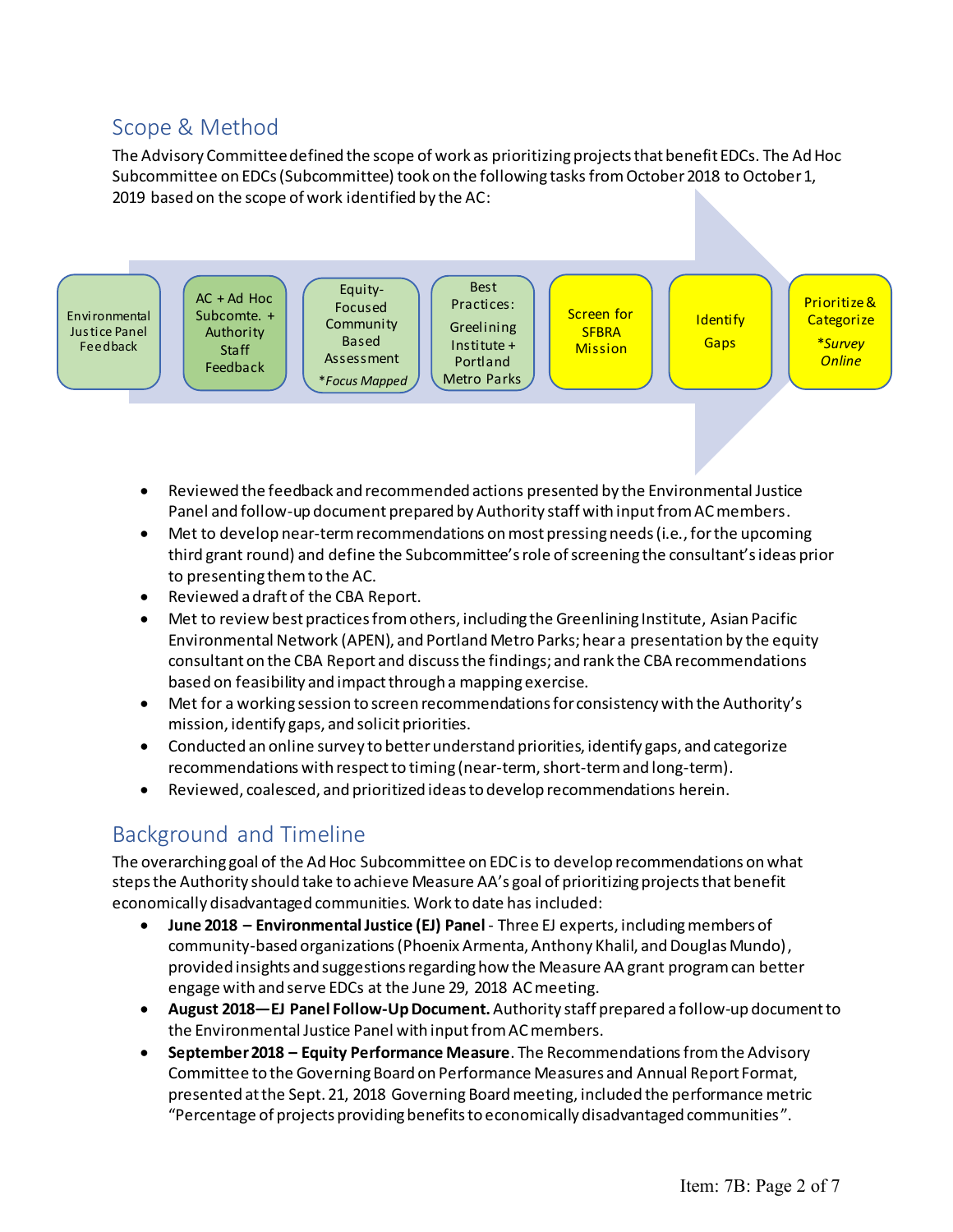## Scope & Method

The Advisory Committee defined the scope of work as prioritizing projects that benefit EDCs. The Ad Hoc Subcommittee on EDCs (Subcommittee) took on the following tasks from October 2018 to October 1, 2019 based on the scope of work identified by the AC:

Environmental Justice Panel Feedback → AC + Ad Hoc Subcomte. + Authority Staff Feedback → Equity-Focused Community Based Assessment *Focus Mapped → Best Practices: Greelining Institute + Portland Metro Parks → Screen for SFBRA Mission → Identify Gaps → Prioritize & Categorize *Survey Online

- Reviewed the feedback and recommended actions presented by the Environmental Justice Panel and follow-up document prepared by Authority staff with input from AC members.
- Met to develop near-term recommendations on most pressing needs (i.e., for the upcoming third grant round) and define the Subcommittee's role of screening the consultant's ideas prior to presenting them to the AC.
- Reviewed a draft of the CBA Report.
- Met to review best practices from others, including the Greenlining Institute, Asian Pacific Environmental Network (APEN), and Portland Metro Parks; hear a presentation by the equity consultant on the CBA Report and discuss the findings; and rank the CBA recommendations based on feasibility and impact through a mapping exercise.
- Met for a working session to screen recommendations for consistency with the Authority's mission, identify gaps, and solicit priorities.
- Conducted an online survey to better understand priorities, identify gaps, and categorize recommendations with respect to timing (near-term, short-term and long-term).
- Reviewed, coalesced, and prioritized ideas to develop recommendations herein.

## Background and Timeline

The overarching goal of the Ad Hoc Subcommittee on EDC is to develop recommendations on what steps the Authority should take to achieve Measure AA's goal of prioritizing projects that benefit economically disadvantaged communities. Work to date has included:

- **June 2018 – Environmental Justice (EJ) Panel** - Three EJ experts, including members of community-based organizations (Phoenix Armenta, Anthony Khalil, and Douglas Mundo), provided insights and suggestions regarding how the Measure AA grant program can better engage with and serve EDCs at the June 29, 2018 AC meeting.
- **August 2018—EJ Panel Follow-Up Document.** Authority staff prepared a follow-up document to the Environmental Justice Panel with input from AC members.
- **September 2018 – Equity Performance Measure**. The Recommendations from the Advisory Committee to the Governing Board on Performance Measures and Annual Report Format, presented at the Sept. 21, 2018 Governing Board meeting, included the performance metric "Percentage of projects providing benefits to economically disadvantaged communities".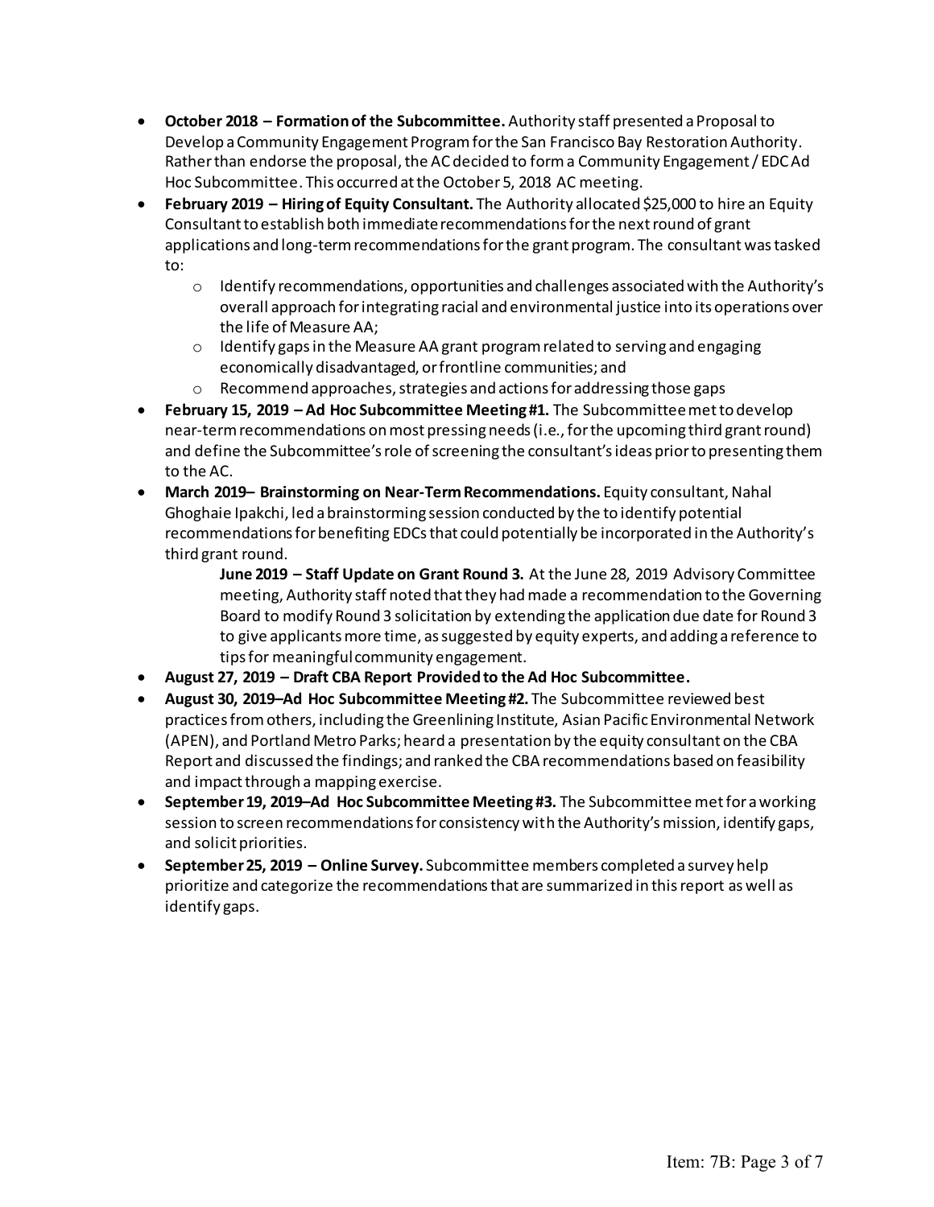- **October 2018 – Formation of the Subcommittee.** Authority staff presented a Proposal to Develop a Community Engagement Program for the San Francisco Bay Restoration Authority. Rather than endorse the proposal, the AC decided to form a Community Engagement / EDC Ad Hoc Subcommittee. This occurred at the October 5, 2018 AC meeting.
- **February 2019 – Hiring of Equity Consultant.** The Authority allocated $25,000 to hire an Equity Consultant to establish both immediate recommendations for the next round of grant applications and long-term recommendations for the grant program. The consultant was tasked to:
  - Identify recommendations, opportunities and challenges associated with the Authority's overall approach for integrating racial and environmental justice into its operations over the life of Measure AA;
  - Identify gaps in the Measure AA grant program related to serving and engaging economically disadvantaged, or frontline communities; and
  - Recommend approaches, strategies and actions for addressing those gaps
- **February 15, 2019 – Ad Hoc Subcommittee Meeting #1.** The Subcommittee met to develop near-term recommendations on most pressing needs (i.e., for the upcoming third grant round) and define the Subcommittee's role of screening the consultant's ideas prior to presenting them to the AC.
- **March 2019– Brainstorming on Near-Term Recommendations.** Equity consultant, Nahal Ghoghaie Ipakchi, led a brainstorming session conducted by the to identify potential recommendations for benefiting EDCs that could potentially be incorporated in the Authority's third grant round.

  **June 2019 – Staff Update on Grant Round 3.** At the June 28, 2019 Advisory Committee meeting, Authority staff noted that they had made a recommendation to the Governing Board to modify Round 3 solicitation by extending the application due date for Round 3 to give applicants more time, as suggested by equity experts, and adding a reference to tips for meaningful community engagement.
- **August 27, 2019 – Draft CBA Report Provided to the Ad Hoc Subcommittee.**
- **August 30, 2019–Ad Hoc Subcommittee Meeting #2.** The Subcommittee reviewed best practices from others, including the Greenlining Institute, Asian Pacific Environmental Network (APEN), and Portland Metro Parks; heard a presentation by the equity consultant on the CBA Report and discussed the findings; and ranked the CBA recommendations based on feasibility and impact through a mapping exercise.
- **September 19, 2019–Ad Hoc Subcommittee Meeting #3.** The Subcommittee met for a working session to screen recommendations for consistency with the Authority's mission, identify gaps, and solicit priorities.
- **September 25, 2019 – Online Survey.** Subcommittee members completed a survey help prioritize and categorize the recommendations that are summarized in this report as well as identify gaps.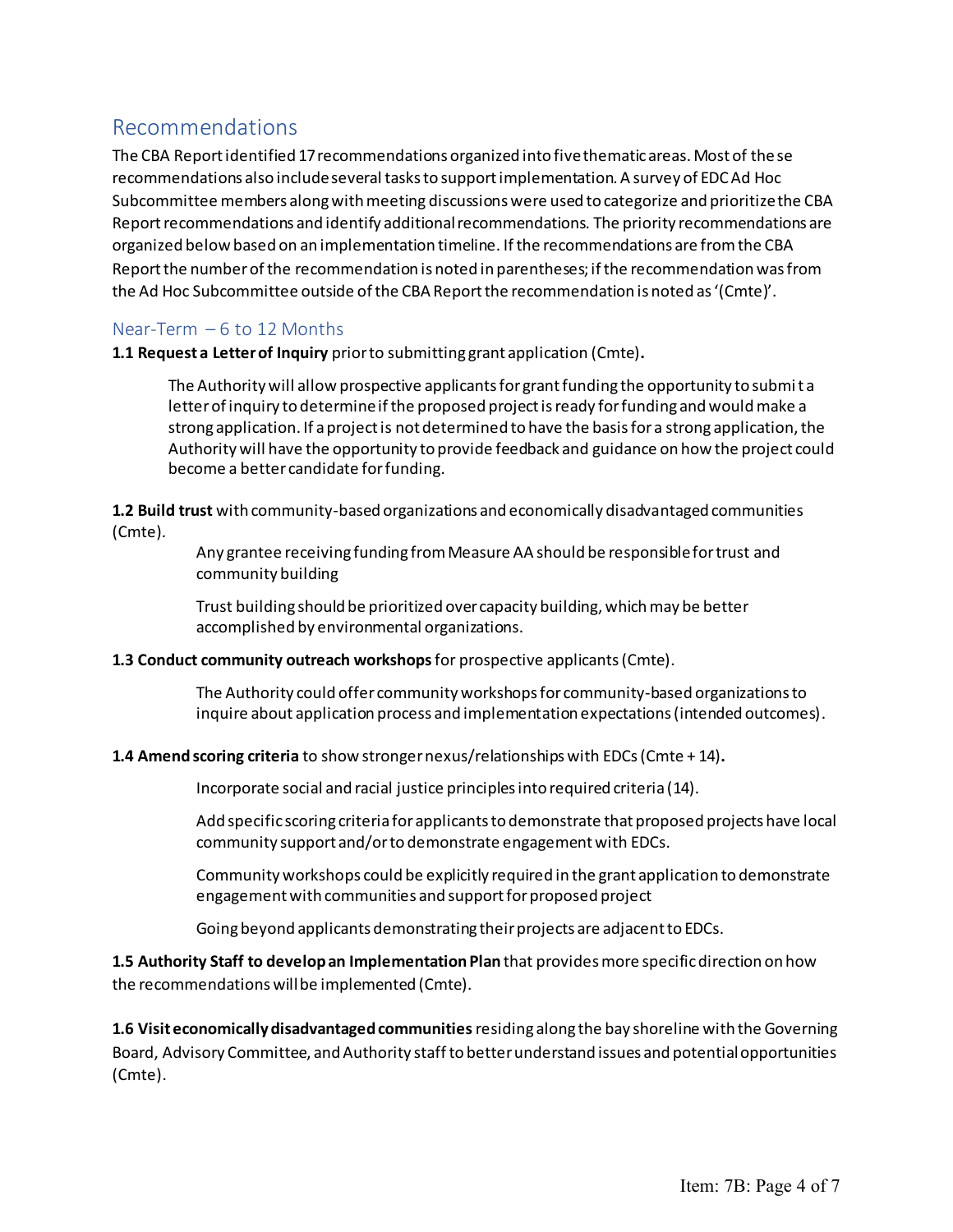## Recommendations

The CBA Report identified 17 recommendations organized into five thematic areas. Most of these recommendations also include several tasks to support implementation. A survey of EDC Ad Hoc Subcommittee members along with meeting discussions were used to categorize and prioritize the CBA Report recommendations and identify additional recommendations. The priority recommendations are organized below based on an implementation timeline. If the recommendations are from the CBA Report the number of the recommendation is noted in parentheses; if the recommendation was from the Ad Hoc Subcommittee outside of the CBA Report the recommendation is noted as '(Cmte)'.

### Near-Term – 6 to 12 Months

**1.1 Request a Letter of Inquiry** prior to submitting grant application (Cmte)**.**

> The Authority will allow prospective applicants for grant funding the opportunity to submit a letter of inquiry to determine if the proposed project is ready for funding and would make a strong application. If a project is not determined to have the basis for a strong application, the Authority will have the opportunity to provide feedback and guidance on how the project could become a better candidate for funding.

**1.2 Build trust** with community-based organizations and economically disadvantaged communities (Cmte).

> Any grantee receiving funding from Measure AA should be responsible for trust and community building
>
> Trust building should be prioritized over capacity building, which may be better accomplished by environmental organizations.

**1.3 Conduct community outreach workshops** for prospective applicants (Cmte).

> The Authority could offer community workshops for community-based organizations to inquire about application process and implementation expectations (intended outcomes).

**1.4 Amend scoring criteria** to show stronger nexus/relationships with EDCs (Cmte + 14)**.**

> Incorporate social and racial justice principles into required criteria (14).
>
> Add specific scoring criteria for applicants to demonstrate that proposed projects have local community support and/or to demonstrate engagement with EDCs.
>
> Community workshops could be explicitly required in the grant application to demonstrate engagement with communities and support for proposed project
>
> Going beyond applicants demonstrating their projects are adjacent to EDCs.

**1.5 Authority Staff to develop an Implementation Plan** that provides more specific direction on how the recommendations will be implemented (Cmte).

**1.6 Visit economically disadvantaged communities** residing along the bay shoreline with the Governing Board, Advisory Committee, and Authority staff to better understand issues and potential opportunities (Cmte).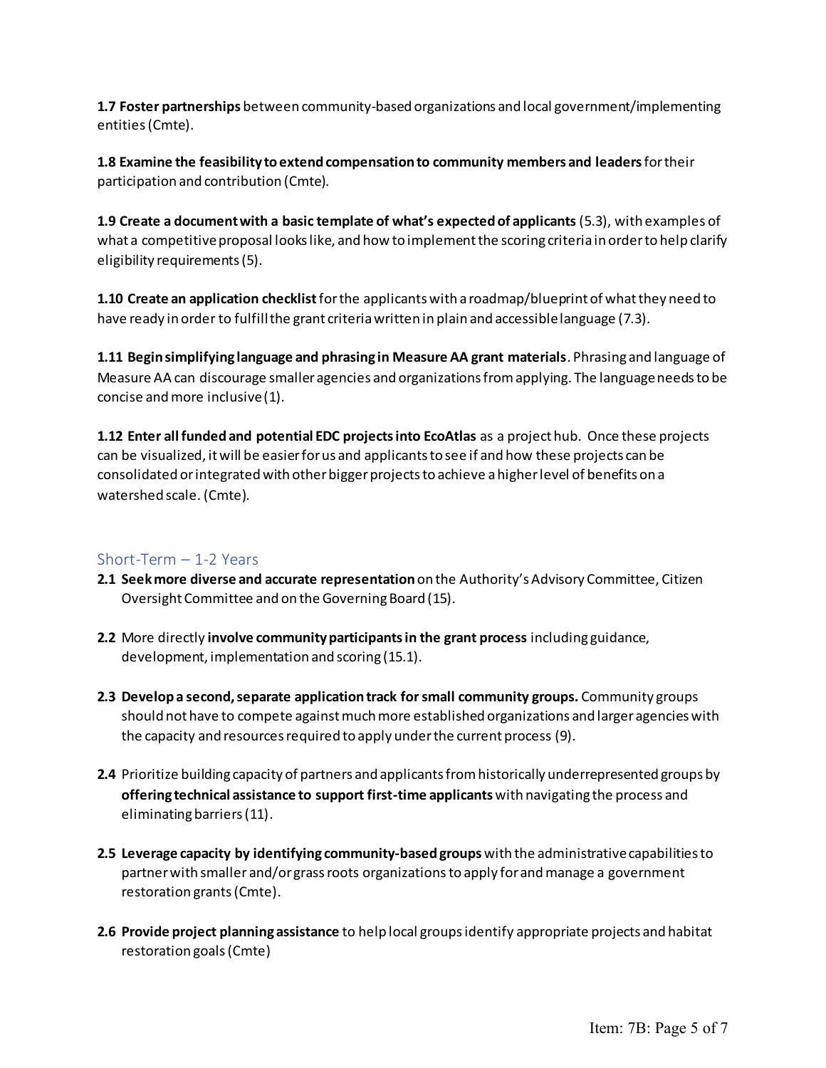**1.7 Foster partnerships** between community-based organizations and local government/implementing entities (Cmte).

**1.8 Examine the feasibility to extend compensation to community members and leaders** for their participation and contribution (Cmte).

**1.9 Create a document with a basic template of what's expected of applicants** (5.3), with examples of what a competitive proposal looks like, and how to implement the scoring criteria in order to help clarify eligibility requirements (5).

**1.10 Create an application checklist** for the applicants with a roadmap/blueprint of what they need to have ready in order to fulfill the grant criteria written in plain and accessible language (7.3).

**1.11 Begin simplifying language and phrasing in Measure AA grant materials**. Phrasing and language of Measure AA can discourage smaller agencies and organizations from applying. The language needs to be concise and more inclusive (1).

**1.12 Enter all funded and potential EDC projects into EcoAtlas** as a project hub. Once these projects can be visualized, it will be easier for us and applicants to see if and how these projects can be consolidated or integrated with other bigger projects to achieve a higher level of benefits on a watershed scale. (Cmte).

## Short-Term – 1-2 Years

**2.1 Seek more diverse and accurate representation** on the Authority's Advisory Committee, Citizen Oversight Committee and on the Governing Board (15).

**2.2** More directly **involve community participants in the grant process** including guidance, development, implementation and scoring (15.1).

**2.3 Develop a second, separate application track for small community groups.** Community groups should not have to compete against much more established organizations and larger agencies with the capacity and resources required to apply under the current process (9).

**2.4** Prioritize building capacity of partners and applicants from historically underrepresented groups by **offering technical assistance to support first-time applicants** with navigating the process and eliminating barriers (11).

**2.5 Leverage capacity by identifying community-based groups** with the administrative capabilities to partner with smaller and/or grass roots organizations to apply for and manage a government restoration grants (Cmte).

**2.6 Provide project planning assistance** to help local groups identify appropriate projects and habitat restoration goals (Cmte)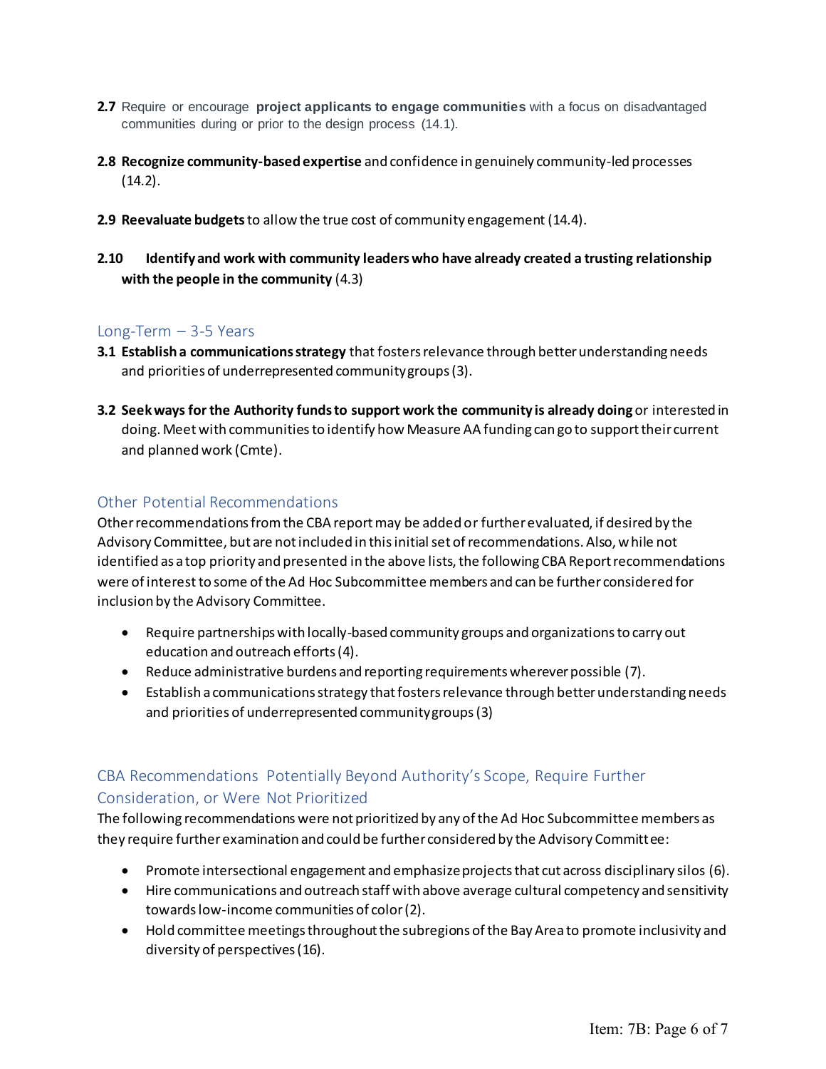**2.7** Require or encourage **project applicants to engage communities** with a focus on disadvantaged communities during or prior to the design process (14.1).

**2.8** **Recognize community-based expertise** and confidence in genuinely community-led processes (14.2).

**2.9** **Reevaluate budgets** to allow the true cost of community engagement (14.4).

**2.10** **Identify and work with community leaders who have already created a trusting relationship with the people in the community** (4.3)

## Long-Term – 3-5 Years

**3.1** **Establish a communications strategy** that fosters relevance through better understanding needs and priorities of underrepresented community groups (3).

**3.2** **Seek ways for the Authority funds to support work the community is already doing** or interested in doing. Meet with communities to identify how Measure AA funding can go to support their current and planned work (Cmte).

## Other Potential Recommendations

Other recommendations from the CBA report may be added or further evaluated, if desired by the Advisory Committee, but are not included in this initial set of recommendations. Also, while not identified as a top priority and presented in the above lists, the following CBA Report recommendations were of interest to some of the Ad Hoc Subcommittee members and can be further considered for inclusion by the Advisory Committee.

- Require partnerships with locally-based community groups and organizations to carry out education and outreach efforts (4).
- Reduce administrative burdens and reporting requirements wherever possible (7).
- Establish a communications strategy that fosters relevance through better understanding needs and priorities of underrepresented community groups (3)

## CBA Recommendations Potentially Beyond Authority's Scope, Require Further Consideration, or Were Not Prioritized

The following recommendations were not prioritized by any of the Ad Hoc Subcommittee members as they require further examination and could be further considered by the Advisory Committee:

- Promote intersectional engagement and emphasize projects that cut across disciplinary silos (6).
- Hire communications and outreach staff with above average cultural competency and sensitivity towards low-income communities of color (2).
- Hold committee meetings throughout the subregions of the Bay Area to promote inclusivity and diversity of perspectives (16).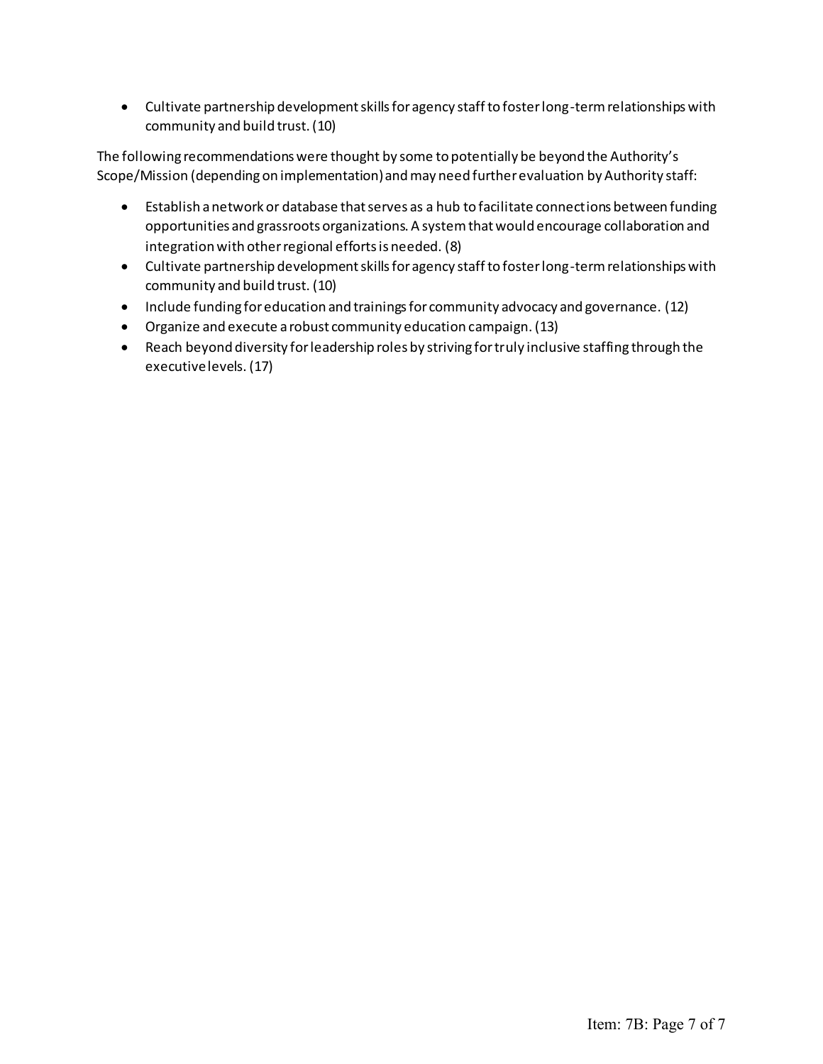- Cultivate partnership development skills for agency staff to foster long-term relationships with community and build trust. (10)

The following recommendations were thought by some to potentially be beyond the Authority's Scope/Mission (depending on implementation) and may need further evaluation by Authority staff:

- Establish a network or database that serves as a hub to facilitate connections between funding opportunities and grassroots organizations. A system that would encourage collaboration and integration with other regional efforts is needed. (8)
- Cultivate partnership development skills for agency staff to foster long-term relationships with community and build trust. (10)
- Include funding for education and trainings for community advocacy and governance. (12)
- Organize and execute a robust community education campaign. (13)
- Reach beyond diversity for leadership roles by striving for truly inclusive staffing through the executive levels. (17)